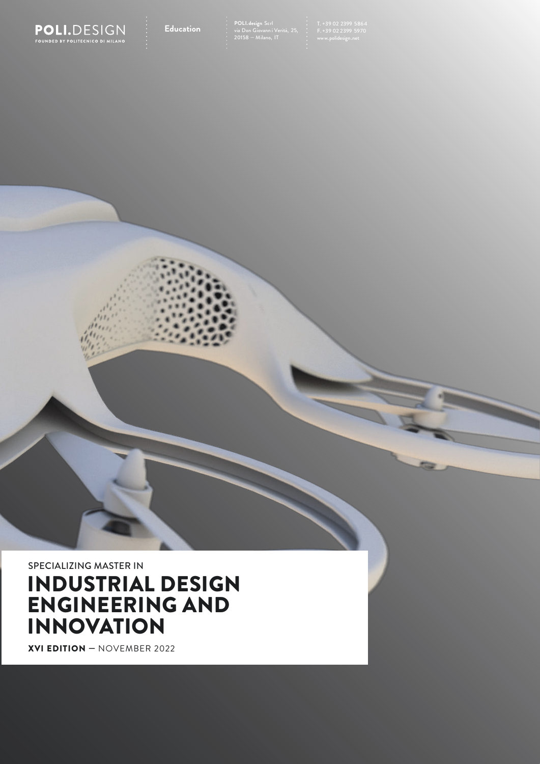POLI.DESIGN
FOUNDED BY POLITECNICO DI MILANO

Education

POLI.design Scrl
via Don Giovanni Verità, 25,
20158 — Milano, IT

T. +39 02 2399 5864
F. +39 02 2399 5970
www.polidesign.net

SPECIALIZING MASTER IN

# INDUSTRIAL DESIGN ENGINEERING AND INNOVATION

**XVI EDITION** — NOVEMBER 2022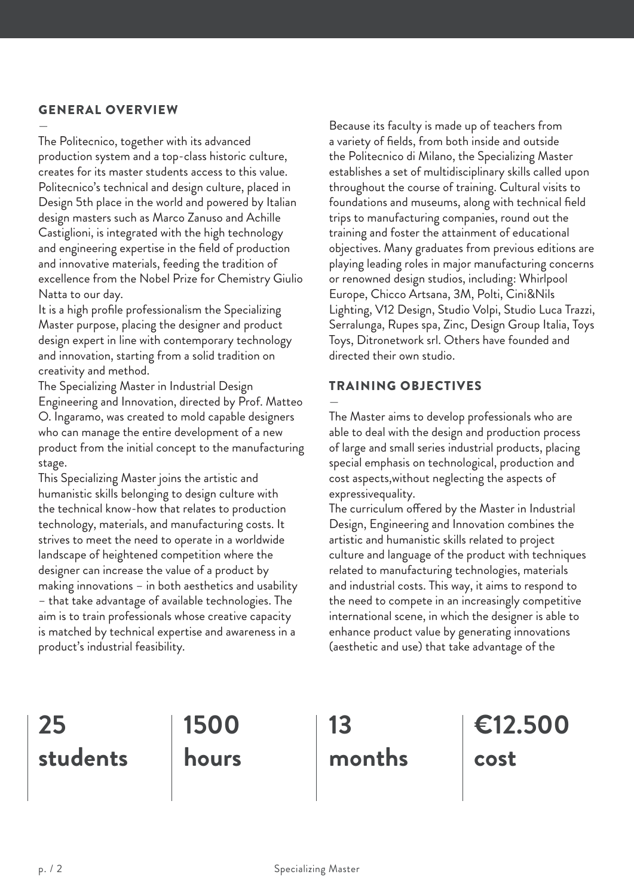## GENERAL OVERVIEW

—

The Politecnico, together with its advanced production system and a top-class historic culture, creates for its master students access to this value. Politecnico's technical and design culture, placed in Design 5th place in the world and powered by Italian design masters such as Marco Zanuso and Achille Castiglioni, is integrated with the high technology and engineering expertise in the field of production and innovative materials, feeding the tradition of excellence from the Nobel Prize for Chemistry Giulio Natta to our day.

It is a high profile professionalism the Specializing Master purpose, placing the designer and product design expert in line with contemporary technology and innovation, starting from a solid tradition on creativity and method.

The Specializing Master in Industrial Design Engineering and Innovation, directed by Prof. Matteo O. Ingaramo, was created to mold capable designers who can manage the entire development of a new product from the initial concept to the manufacturing stage.

This Specializing Master joins the artistic and humanistic skills belonging to design culture with the technical know-how that relates to production technology, materials, and manufacturing costs. It strives to meet the need to operate in a worldwide landscape of heightened competition where the designer can increase the value of a product by making innovations – in both aesthetics and usability – that take advantage of available technologies. The aim is to train professionals whose creative capacity is matched by technical expertise and awareness in a product's industrial feasibility.

Because its faculty is made up of teachers from a variety of fields, from both inside and outside the Politecnico di Milano, the Specializing Master establishes a set of multidisciplinary skills called upon throughout the course of training. Cultural visits to foundations and museums, along with technical field trips to manufacturing companies, round out the training and foster the attainment of educational objectives. Many graduates from previous editions are playing leading roles in major manufacturing concerns or renowned design studios, including: Whirlpool Europe, Chicco Artsana, 3M, Polti, Cini&Nils Lighting, V12 Design, Studio Volpi, Studio Luca Trazzi, Serralunga, Rupes spa, Zinc, Design Group Italia, Toys Toys, Ditronetwork srl. Others have founded and directed their own studio.

## TRAINING OBJECTIVES

—

The Master aims to develop professionals who are able to deal with the design and production process of large and small series industrial products, placing special emphasis on technological, production and cost aspects,without neglecting the aspects of expressivequality.

The curriculum offered by the Master in Industrial Design, Engineering and Innovation combines the artistic and humanistic skills related to project culture and language of the product with techniques related to manufacturing technologies, materials and industrial costs. This way, it aims to respond to the need to compete in an increasingly competitive international scene, in which the designer is able to enhance product value by generating innovations (aesthetic and use) that take advantage of the

**25 students**

**1500 hours**

**13 months**

**€12.500 cost**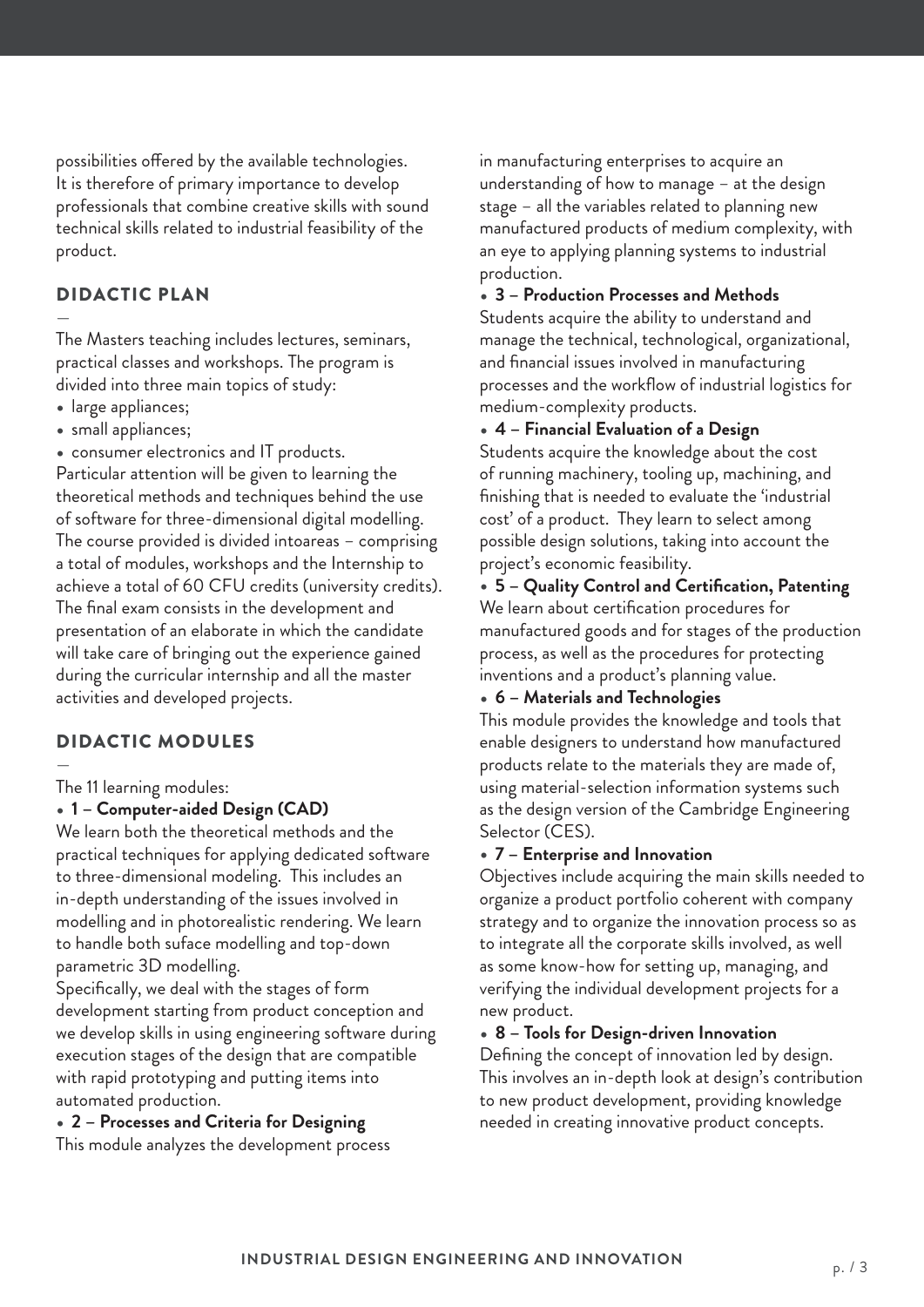possibilities offered by the available technologies. It is therefore of primary importance to develop professionals that combine creative skills with sound technical skills related to industrial feasibility of the product.

## DIDACTIC PLAN

—

The Masters teaching includes lectures, seminars, practical classes and workshops. The program is divided into three main topics of study:

- large appliances;
- small appliances;
- consumer electronics and IT products.

Particular attention will be given to learning the theoretical methods and techniques behind the use of software for three-dimensional digital modelling. The course provided is divided intoareas – comprising a total of modules, workshops and the Internship to achieve a total of 60 CFU credits (university credits). The final exam consists in the development and presentation of an elaborate in which the candidate will take care of bringing out the experience gained during the curricular internship and all the master activities and developed projects.

## DIDACTIC MODULES

—

The 11 learning modules:

- **1 – Computer-aided Design (CAD)**

We learn both the theoretical methods and the practical techniques for applying dedicated software to three-dimensional modeling. This includes an in-depth understanding of the issues involved in modelling and in photorealistic rendering. We learn to handle both suface modelling and top-down parametric 3D modelling.
Specifically, we deal with the stages of form development starting from product conception and we develop skills in using engineering software during execution stages of the design that are compatible with rapid prototyping and putting items into automated production.

- **2 – Processes and Criteria for Designing**

This module analyzes the development process in manufacturing enterprises to acquire an understanding of how to manage – at the design stage – all the variables related to planning new manufactured products of medium complexity, with an eye to applying planning systems to industrial production.

- **3 – Production Processes and Methods**

Students acquire the ability to understand and manage the technical, technological, organizational, and financial issues involved in manufacturing processes and the workflow of industrial logistics for medium-complexity products.

- **4 – Financial Evaluation of a Design**

Students acquire the knowledge about the cost of running machinery, tooling up, machining, and finishing that is needed to evaluate the 'industrial cost' of a product. They learn to select among possible design solutions, taking into account the project's economic feasibility.

- **5 – Quality Control and Certification, Patenting**

We learn about certification procedures for manufactured goods and for stages of the production process, as well as the procedures for protecting inventions and a product's planning value.

- **6 – Materials and Technologies**

This module provides the knowledge and tools that enable designers to understand how manufactured products relate to the materials they are made of, using material-selection information systems such as the design version of the Cambridge Engineering Selector (CES).

- **7 – Enterprise and Innovation**

Objectives include acquiring the main skills needed to organize a product portfolio coherent with company strategy and to organize the innovation process so as to integrate all the corporate skills involved, as well as some know-how for setting up, managing, and verifying the individual development projects for a new product.

- **8 – Tools for Design-driven Innovation**

Defining the concept of innovation led by design. This involves an in-depth look at design's contribution to new product development, providing knowledge needed in creating innovative product concepts.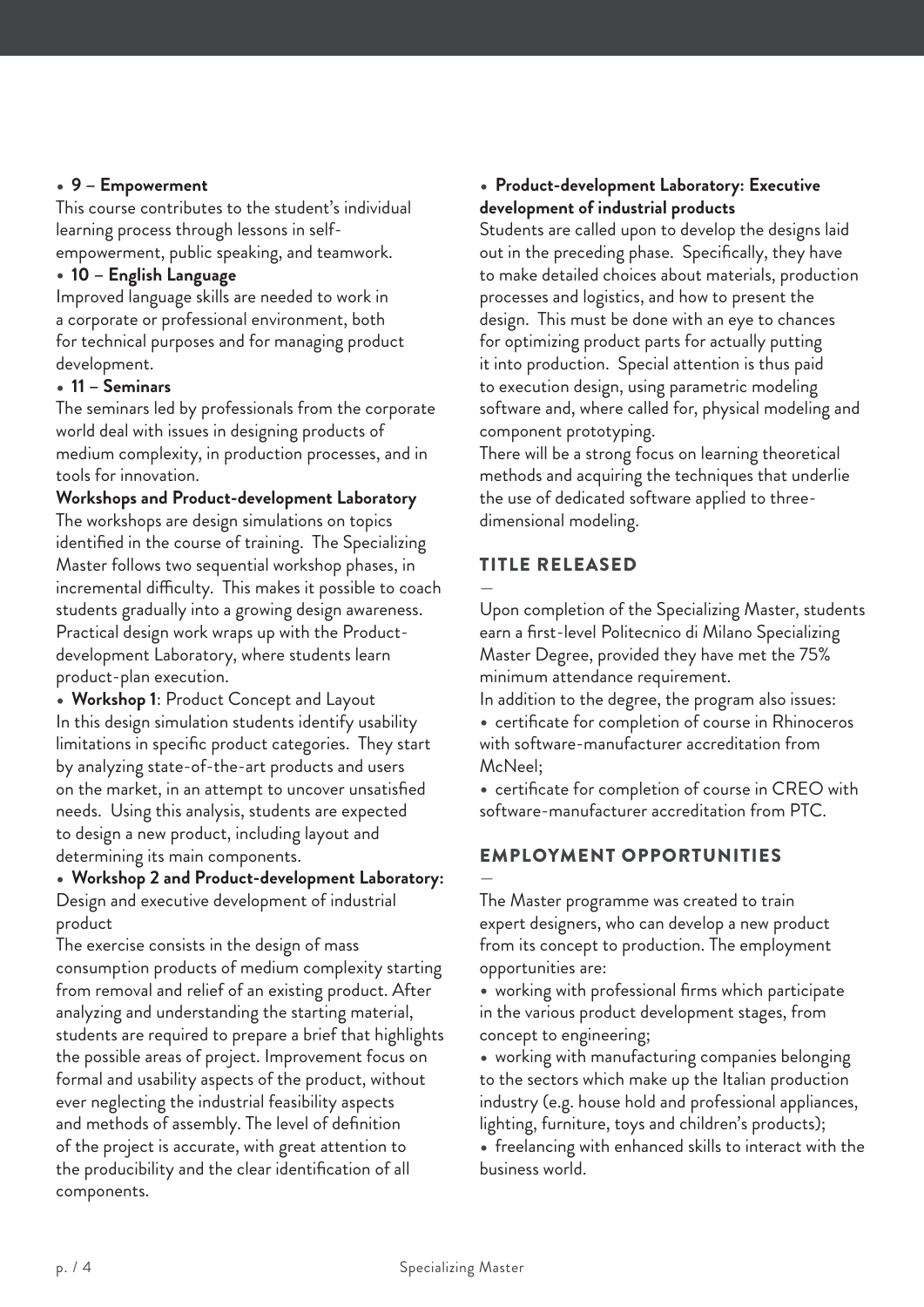- **9 – Empowerment**

This course contributes to the student's individual learning process through lessons in self-empowerment, public speaking, and teamwork.

- **10 – English Language**

Improved language skills are needed to work in a corporate or professional environment, both for technical purposes and for managing product development.

- **11 – Seminars**

The seminars led by professionals from the corporate world deal with issues in designing products of medium complexity, in production processes, and in tools for innovation.

**Workshops and Product-development Laboratory**

The workshops are design simulations on topics identified in the course of training. The Specializing Master follows two sequential workshop phases, in incremental difficulty. This makes it possible to coach students gradually into a growing design awareness. Practical design work wraps up with the Product-development Laboratory, where students learn product-plan execution.

- **Workshop 1**: Product Concept and Layout

In this design simulation students identify usability limitations in specific product categories. They start by analyzing state-of-the-art products and users on the market, in an attempt to uncover unsatisfied needs. Using this analysis, students are expected to design a new product, including layout and determining its main components.

- **Workshop 2 and Product-development Laboratory:** Design and executive development of industrial product

The exercise consists in the design of mass consumption products of medium complexity starting from removal and relief of an existing product. After analyzing and understanding the starting material, students are required to prepare a brief that highlights the possible areas of project. Improvement focus on formal and usability aspects of the product, without ever neglecting the industrial feasibility aspects and methods of assembly. The level of definition of the project is accurate, with great attention to the producibility and the clear identification of all components.

- **Product-development Laboratory: Executive development of industrial products**

Students are called upon to develop the designs laid out in the preceding phase. Specifically, they have to make detailed choices about materials, production processes and logistics, and how to present the design. This must be done with an eye to chances for optimizing product parts for actually putting it into production. Special attention is thus paid to execution design, using parametric modeling software and, where called for, physical modeling and component prototyping.

There will be a strong focus on learning theoretical methods and acquiring the techniques that underlie the use of dedicated software applied to three-dimensional modeling.

## TITLE RELEASED

Upon completion of the Specializing Master, students earn a first-level Politecnico di Milano Specializing Master Degree, provided they have met the 75% minimum attendance requirement.

In addition to the degree, the program also issues:

- certificate for completion of course in Rhinoceros with software-manufacturer accreditation from McNeel;
- certificate for completion of course in CREO with software-manufacturer accreditation from PTC.

## EMPLOYMENT OPPORTUNITIES

The Master programme was created to train expert designers, who can develop a new product from its concept to production. The employment opportunities are:

- working with professional firms which participate in the various product development stages, from concept to engineering;
- working with manufacturing companies belonging to the sectors which make up the Italian production industry (e.g. house hold and professional appliances, lighting, furniture, toys and children's products);
- freelancing with enhanced skills to interact with the business world.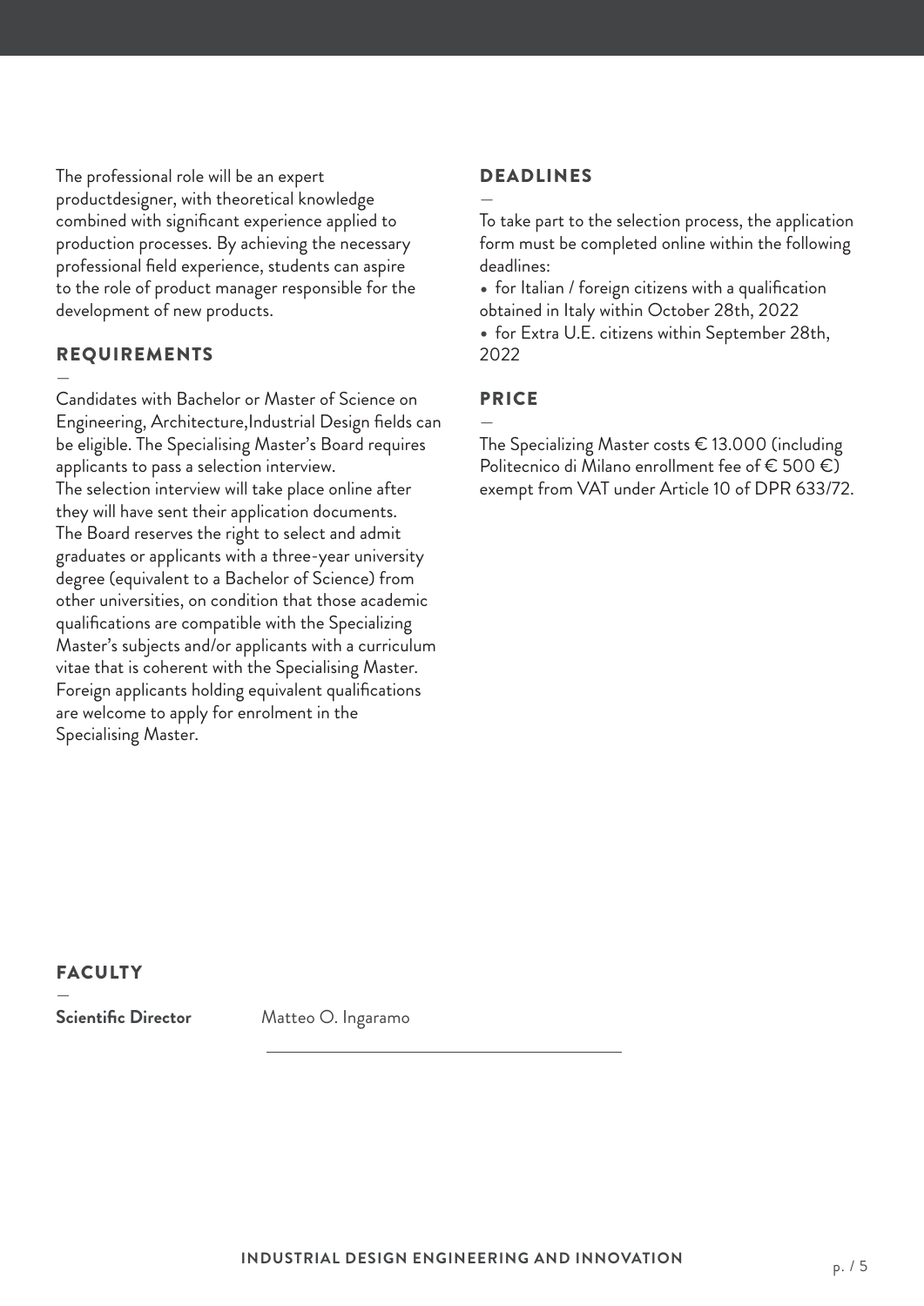The professional role will be an expert productdesigner, with theoretical knowledge combined with significant experience applied to production processes. By achieving the necessary professional field experience, students can aspire to the role of product manager responsible for the development of new products.

## REQUIREMENTS

—

Candidates with Bachelor or Master of Science on Engineering, Architecture,Industrial Design fields can be eligible. The Specialising Master's Board requires applicants to pass a selection interview.
The selection interview will take place online after they will have sent their application documents.
The Board reserves the right to select and admit graduates or applicants with a three-year university degree (equivalent to a Bachelor of Science) from other universities, on condition that those academic qualifications are compatible with the Specializing Master's subjects and/or applicants with a curriculum vitae that is coherent with the Specialising Master.
Foreign applicants holding equivalent qualifications are welcome to apply for enrolment in the Specialising Master.

## DEADLINES

—

To take part to the selection process, the application form must be completed online within the following deadlines:

- for Italian / foreign citizens with a qualification obtained in Italy within October 28th, 2022
- for Extra U.E. citizens within September 28th, 2022

## PRICE

—

The Specializing Master costs € 13.000 (including Politecnico di Milano enrollment fee of € 500 €) exempt from VAT under Article 10 of DPR 633/72.

## FACULTY

—

**Scientific Director** Matteo O. Ingaramo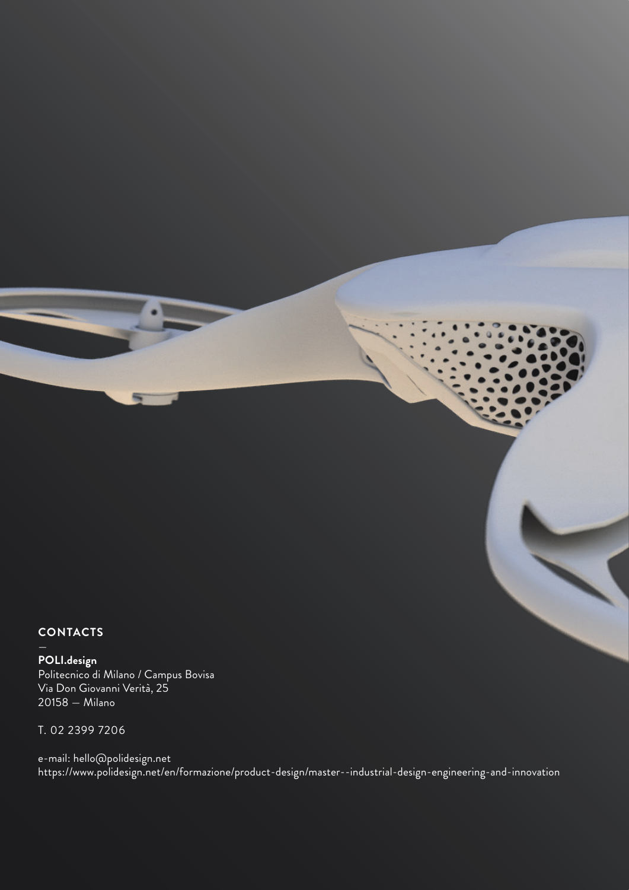## CONTACTS

—

**POLI.design**
Politecnico di Milano / Campus Bovisa
Via Don Giovanni Verità, 25
20158 — Milano

T. 02 2399 7206

e-mail: hello@polidesign.net
https://www.polidesign.net/en/formazione/product-design/master--industrial-design-engineering-and-innovation